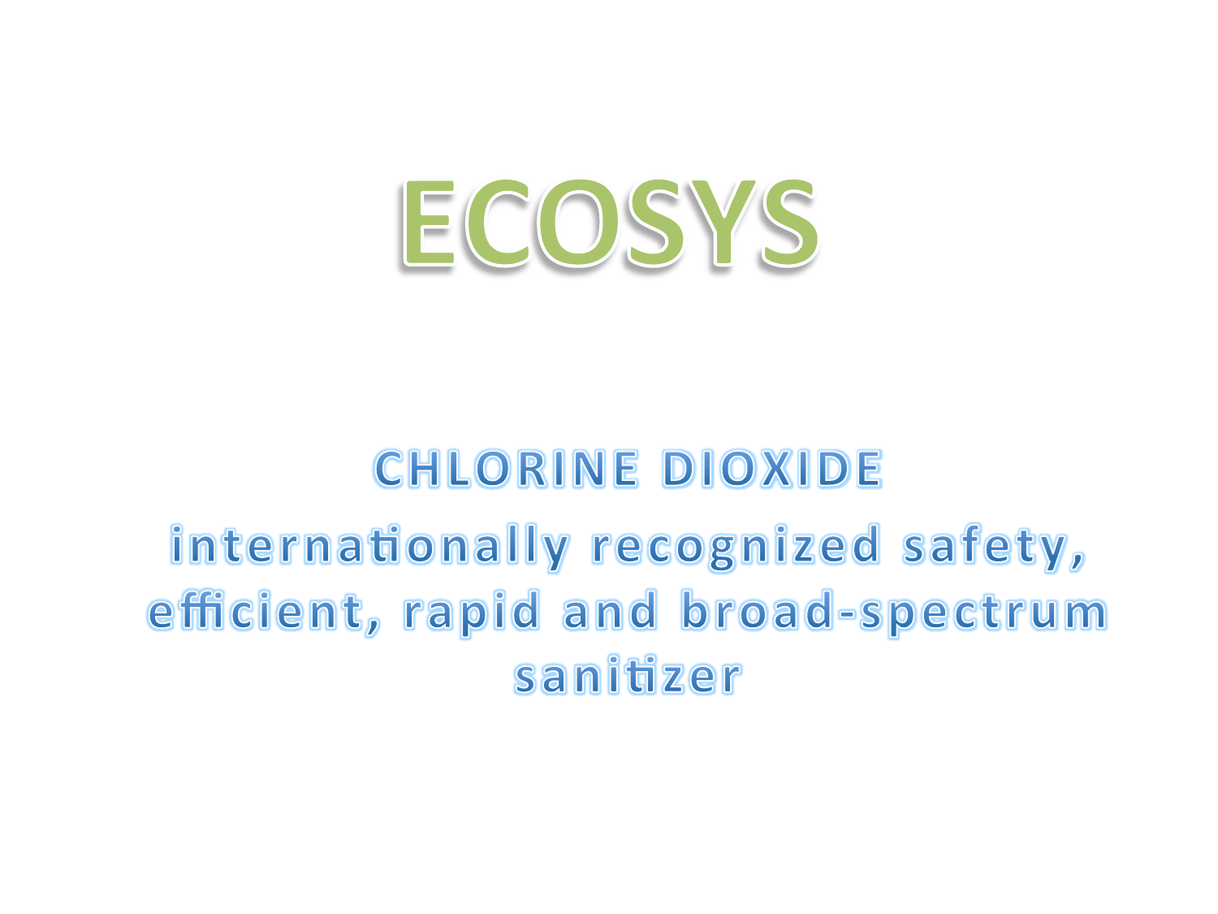# ECOSYS

## CHLORINE DIOXIDE

## internationally recognized safety, efficient, rapid and broad-spectrum sanitizer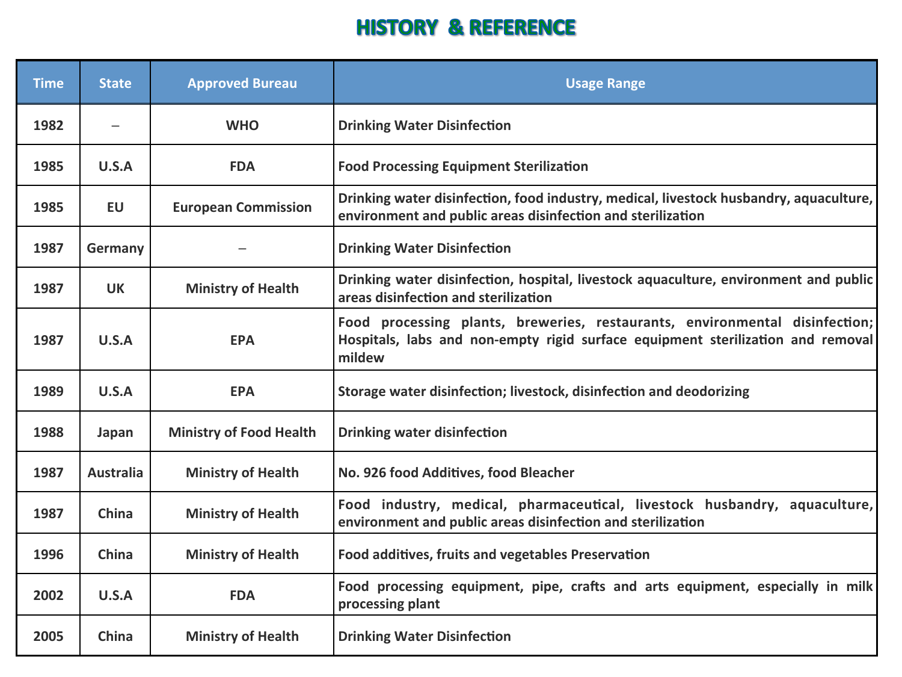# HISTORY & REFERENCE

| Time | State | Approved Bureau | Usage Range |
|---|---|---|---|
| 1982 | – | WHO | Drinking Water Disinfection |
| 1985 | U.S.A | FDA | Food Processing Equipment Sterilization |
| 1985 | EU | European Commission | Drinking water disinfection, food industry, medical, livestock husbandry, aquaculture, environment and public areas disinfection and sterilization |
| 1987 | Germany | – | Drinking Water Disinfection |
| 1987 | UK | Ministry of Health | Drinking water disinfection, hospital, livestock aquaculture, environment and public areas disinfection and sterilization |
| 1987 | U.S.A | EPA | Food processing plants, breweries, restaurants, environmental disinfection; Hospitals, labs and non-empty rigid surface equipment sterilization and removal mildew |
| 1989 | U.S.A | EPA | Storage water disinfection; livestock, disinfection and deodorizing |
| 1988 | Japan | Ministry of Food Health | Drinking water disinfection |
| 1987 | Australia | Ministry of Health | No. 926 food Additives, food Bleacher |
| 1987 | China | Ministry of Health | Food industry, medical, pharmaceutical, livestock husbandry, aquaculture, environment and public areas disinfection and sterilization |
| 1996 | China | Ministry of Health | Food additives, fruits and vegetables Preservation |
| 2002 | U.S.A | FDA | Food processing equipment, pipe, crafts and arts equipment, especially in milk processing plant |
| 2005 | China | Ministry of Health | Drinking Water Disinfection |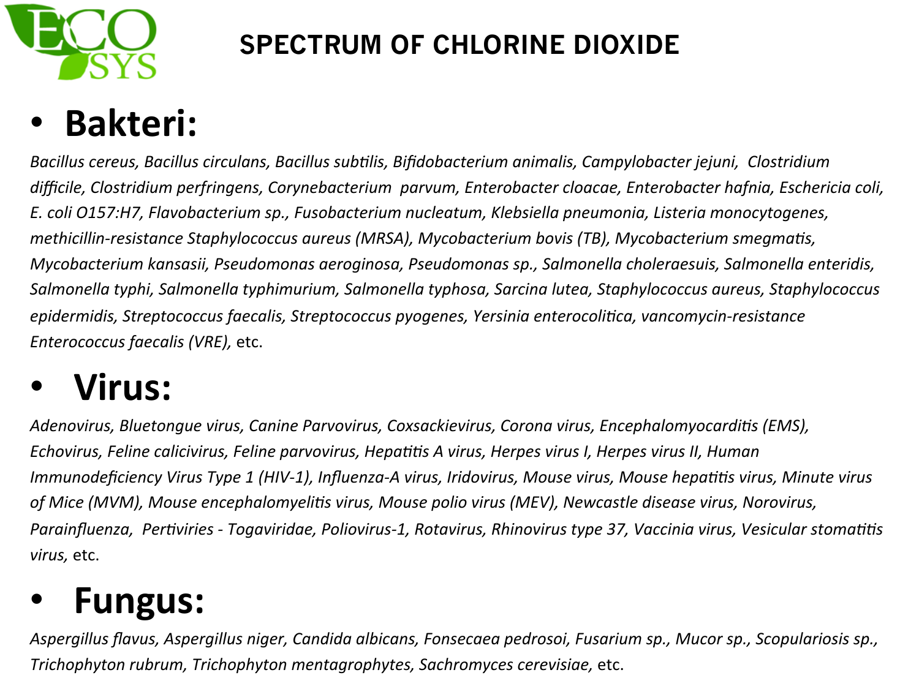# SPECTRUM OF CHLORINE DIOXIDE

- ## Bakteri:

*Bacillus cereus, Bacillus circulans, Bacillus subtilis, Bifidobacterium animalis, Campylobacter jejuni, Clostridium difficile, Clostridium perfringens, Corynebacterium parvum, Enterobacter cloacae, Enterobacter hafnia, Eschericia coli, E. coli O157:H7, Flavobacterium sp., Fusobacterium nucleatum, Klebsiella pneumonia, Listeria monocytogenes, methicillin-resistance Staphylococcus aureus (MRSA), Mycobacterium bovis (TB), Mycobacterium smegmatis, Mycobacterium kansasii, Pseudomonas aeroginosa, Pseudomonas sp., Salmonella choleraesuis, Salmonella enteridis, Salmonella typhi, Salmonella typhimurium, Salmonella typhosa, Sarcina lutea, Staphylococcus aureus, Staphylococcus epidermidis, Streptococcus faecalis, Streptococcus pyogenes, Yersinia enterocolitica, vancomycin-resistance Enterococcus faecalis (VRE),* etc.

- ## Virus:

*Adenovirus, Bluetongue virus, Canine Parvovirus, Coxsackievirus, Corona virus, Encephalomyocarditis (EMS), Echovirus, Feline calicivirus, Feline parvovirus, Hepatitis A virus, Herpes virus I, Herpes virus II, Human Immunodeficiency Virus Type 1 (HIV-1), Influenza-A virus, Iridovirus, Mouse virus, Mouse hepatitis virus, Minute virus of Mice (MVM), Mouse encephalomyelitis virus, Mouse polio virus (MEV), Newcastle disease virus, Norovirus, Parainfluenza, Pertiviries - Togaviridae, Poliovirus-1, Rotavirus, Rhinovirus type 37, Vaccinia virus, Vesicular stomatitis virus,* etc.

- ## Fungus:

*Aspergillus flavus, Aspergillus niger, Candida albicans, Fonsecaea pedrosoi, Fusarium sp., Mucor sp., Scopulariosis sp., Trichophyton rubrum, Trichophyton mentagrophytes, Sachromyces cerevisiae,* etc.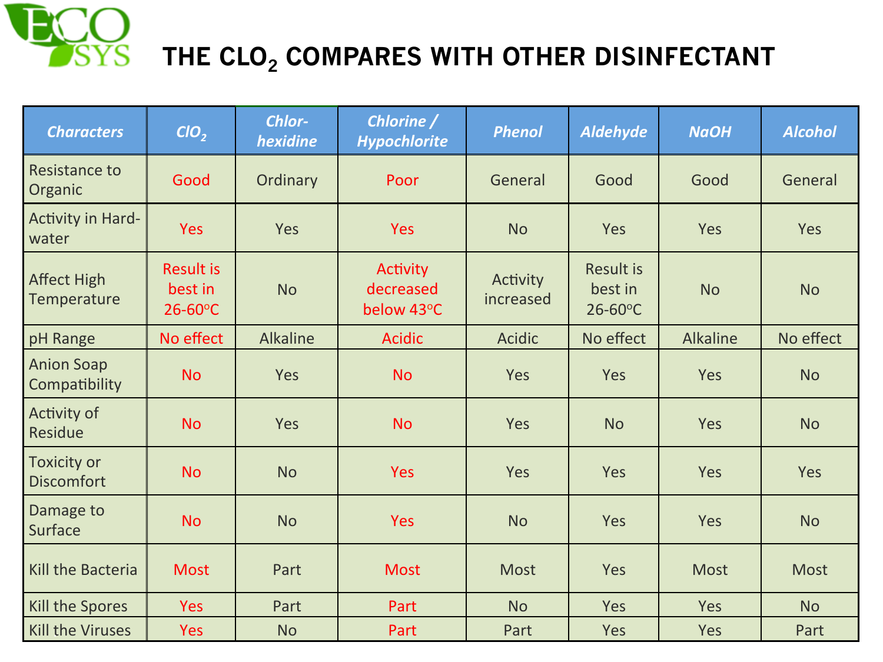# THE $CLO_2$ COMPARES WITH OTHER DISINFECTANT

| Characters | $ClO_2$ | Chlor-hexidine | Chlorine / Hypochlorite | Phenol | Aldehyde | NaOH | Alcohol |
|---|---|---|---|---|---|---|---|
| Resistance to Organic | Good | Ordinary | Poor | General | Good | Good | General |
| Activity in Hard-water | Yes | Yes | Yes | No | Yes | Yes | Yes |
| Affect High Temperature | Result is best in 26-60°C | No | Activity decreased below 43°C | Activity increased | Result is best in 26-60°C | No | No |
| pH Range | No effect | Alkaline | Acidic | Acidic | No effect | Alkaline | No effect |
| Anion Soap Compatibility | No | Yes | No | Yes | Yes | Yes | No |
| Activity of Residue | No | Yes | No | Yes | No | Yes | No |
| Toxicity or Discomfort | No | No | Yes | Yes | Yes | Yes | Yes |
| Damage to Surface | No | No | Yes | No | Yes | Yes | No |
| Kill the Bacteria | Most | Part | Most | Most | Yes | Most | Most |
| Kill the Spores | Yes | Part | Part | No | Yes | Yes | No |
| Kill the Viruses | Yes | No | Part | Part | Yes | Yes | Part |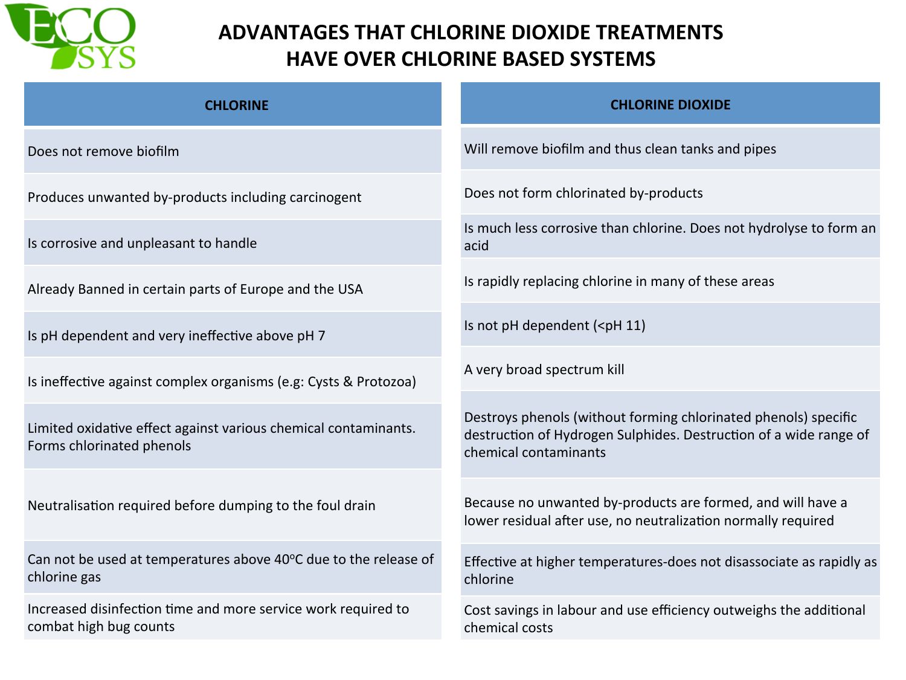# ADVANTAGES THAT CHLORINE DIOXIDE TREATMENTS HAVE OVER CHLORINE BASED SYSTEMS

| CHLORINE | CHLORINE DIOXIDE |
| --- | --- |
| Does not remove biofilm | Will remove biofilm and thus clean tanks and pipes |
| Produces unwanted by-products including carcinogent | Does not form chlorinated by-products |
| Is corrosive and unpleasant to handle | Is much less corrosive than chlorine. Does not hydrolyse to form an acid |
| Already Banned in certain parts of Europe and the USA | Is rapidly replacing chlorine in many of these areas |
| Is pH dependent and very ineffective above pH 7 | Is not pH dependent (<pH 11) |
| Is ineffective against complex organisms (e.g: Cysts & Protozoa) | A very broad spectrum kill |
| Limited oxidative effect against various chemical contaminants. Forms chlorinated phenols | Destroys phenols (without forming chlorinated phenols) specific destruction of Hydrogen Sulphides. Destruction of a wide range of chemical contaminants |
| Neutralisation required before dumping to the foul drain | Because no unwanted by-products are formed, and will have a lower residual after use, no neutralization normally required |
| Can not be used at temperatures above 40ºC due to the release of chlorine gas | Effective at higher temperatures-does not disassociate as rapidly as chlorine |
| Increased disinfection time and more service work required to combat high bug counts | Cost savings in labour and use efficiency outweighs the additional chemical costs |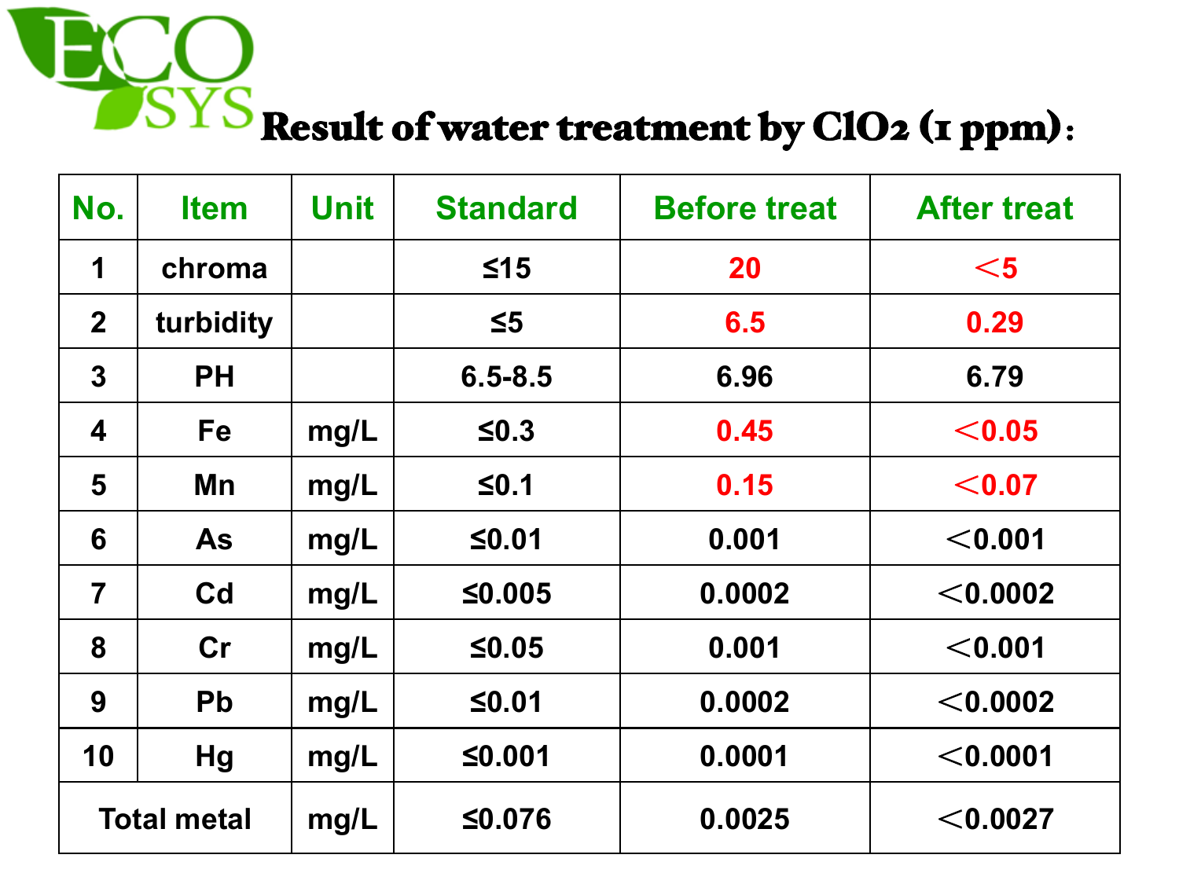ECO SYS

# Result of water treatment by $ClO_2$ (1 ppm):

| No. | Item | Unit | Standard | Before treat | After treat |
|---|---|---|---|---|---|
| 1 | chroma | | ≤15 | 20 | <5 |
| 2 | turbidity | | ≤5 | 6.5 | 0.29 |
| 3 | PH | | 6.5-8.5 | 6.96 | 6.79 |
| 4 | Fe | mg/L | ≤0.3 | 0.45 | <0.05 |
| 5 | Mn | mg/L | ≤0.1 | 0.15 | <0.07 |
| 6 | As | mg/L | ≤0.01 | 0.001 | <0.001 |
| 7 | Cd | mg/L | ≤0.005 | 0.0002 | <0.0002 |
| 8 | Cr | mg/L | ≤0.05 | 0.001 | <0.001 |
| 9 | Pb | mg/L | ≤0.01 | 0.0002 | <0.0002 |
| 10 | Hg | mg/L | ≤0.001 | 0.0001 | <0.0001 |
| Total metal | | mg/L | ≤0.076 | 0.0025 | <0.0027 |